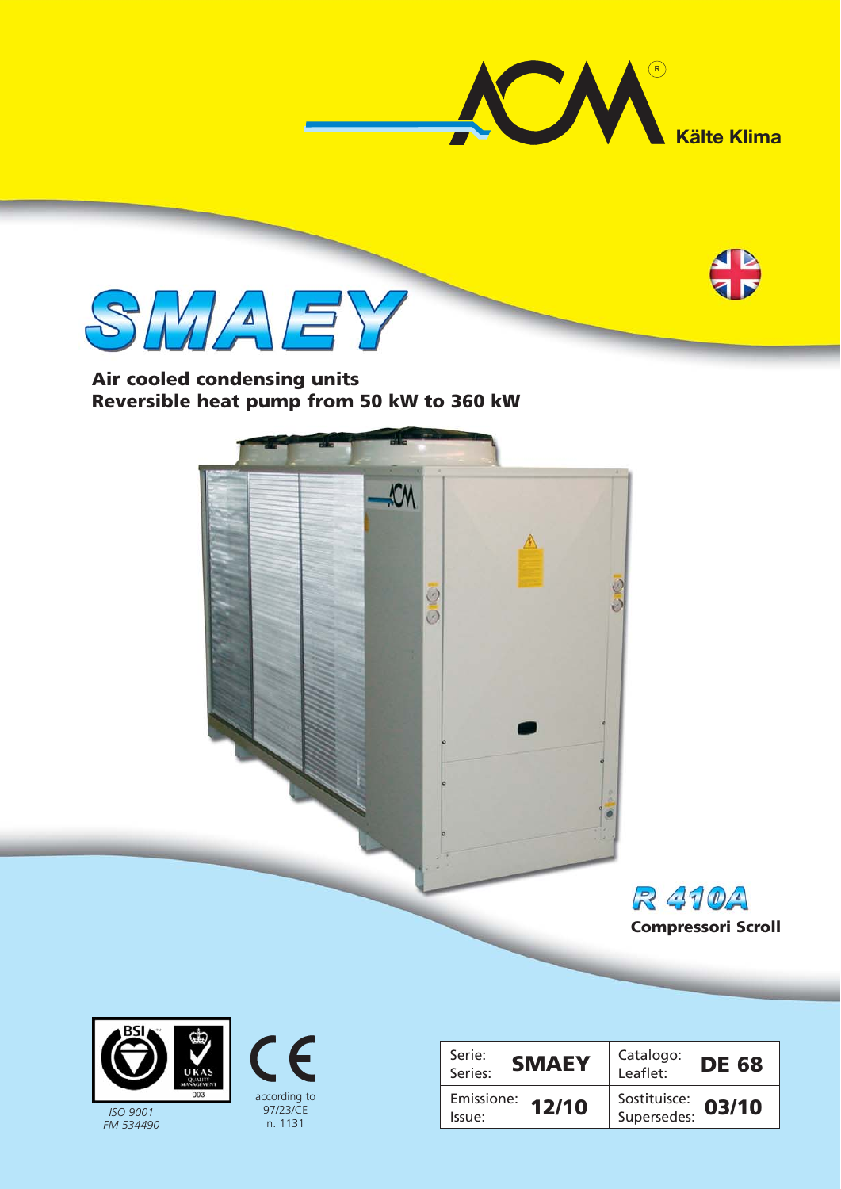ACM® Kälte Klima

# SMAEY

**Air cooled condensing units**
**Reversible heat pump from 50 kW to 360 kW**

**R 410A**
**Compressori Scroll**

*ISO 9001*
*FM 534490*

according to 97/23/CE n. 1131

| Serie: Series: | **SMAEY** | Catalogo: Leaflet: | **DE 68** |
|---|---|---|---|
| Emissione: Issue: | **12/10** | Sostituisce: Supersedes: | **03/10** |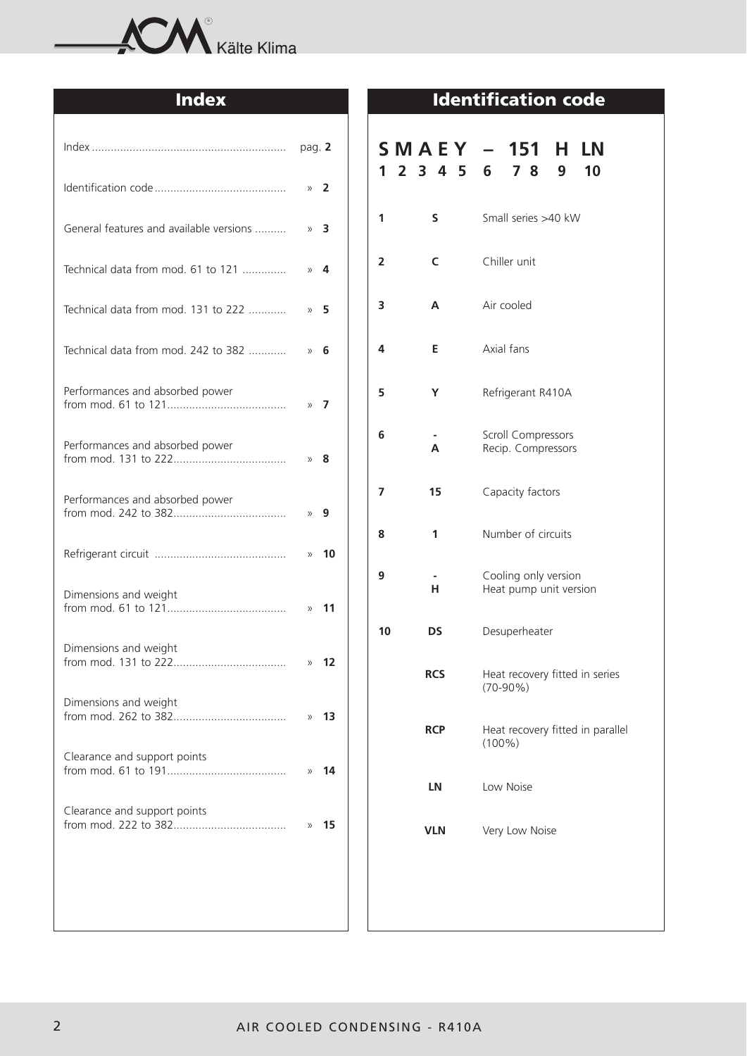## Index

| | |
|---|---|
| Index | pag. **2** |
| Identification code | » **2** |
| General features and available versions | » **3** |
| Technical data from mod. 61 to 121 | » **4** |
| Technical data from mod. 131 to 222 | » **5** |
| Technical data from mod. 242 to 382 | » **6** |
| Performances and absorbed power from mod. 61 to 121 | » **7** |
| Performances and absorbed power from mod. 131 to 222 | » **8** |
| Performances and absorbed power from mod. 242 to 382 | » **9** |
| Refrigerant circuit | » **10** |
| Dimensions and weight from mod. 61 to 121 | » **11** |
| Dimensions and weight from mod. 131 to 222 | » **12** |
| Dimensions and weight from mod. 262 to 382 | » **13** |
| Clearance and support points from mod. 61 to 191 | » **14** |
| Clearance and support points from mod. 222 to 382 | » **15** |

## Identification code

**S M A E Y – 151 H LN**
**1 2 3 4 5 6 7 8 9 10**

| | | |
|---|---|---|
| **1** | **S** | Small series >40 kW |
| **2** | **C** | Chiller unit |
| **3** | **A** | Air cooled |
| **4** | **E** | Axial fans |
| **5** | **Y** | Refrigerant R410A |
| **6** | **-** | Scroll Compressors |
| | **A** | Recip. Compressors |
| **7** | **15** | Capacity factors |
| **8** | **1** | Number of circuits |
| **9** | **-** | Cooling only version |
| | **H** | Heat pump unit version |
| **10** | **DS** | Desuperheater |
| | **RCS** | Heat recovery fitted in series (70-90%) |
| | **RCP** | Heat recovery fitted in parallel (100%) |
| | **LN** | Low Noise |
| | **VLN** | Very Low Noise |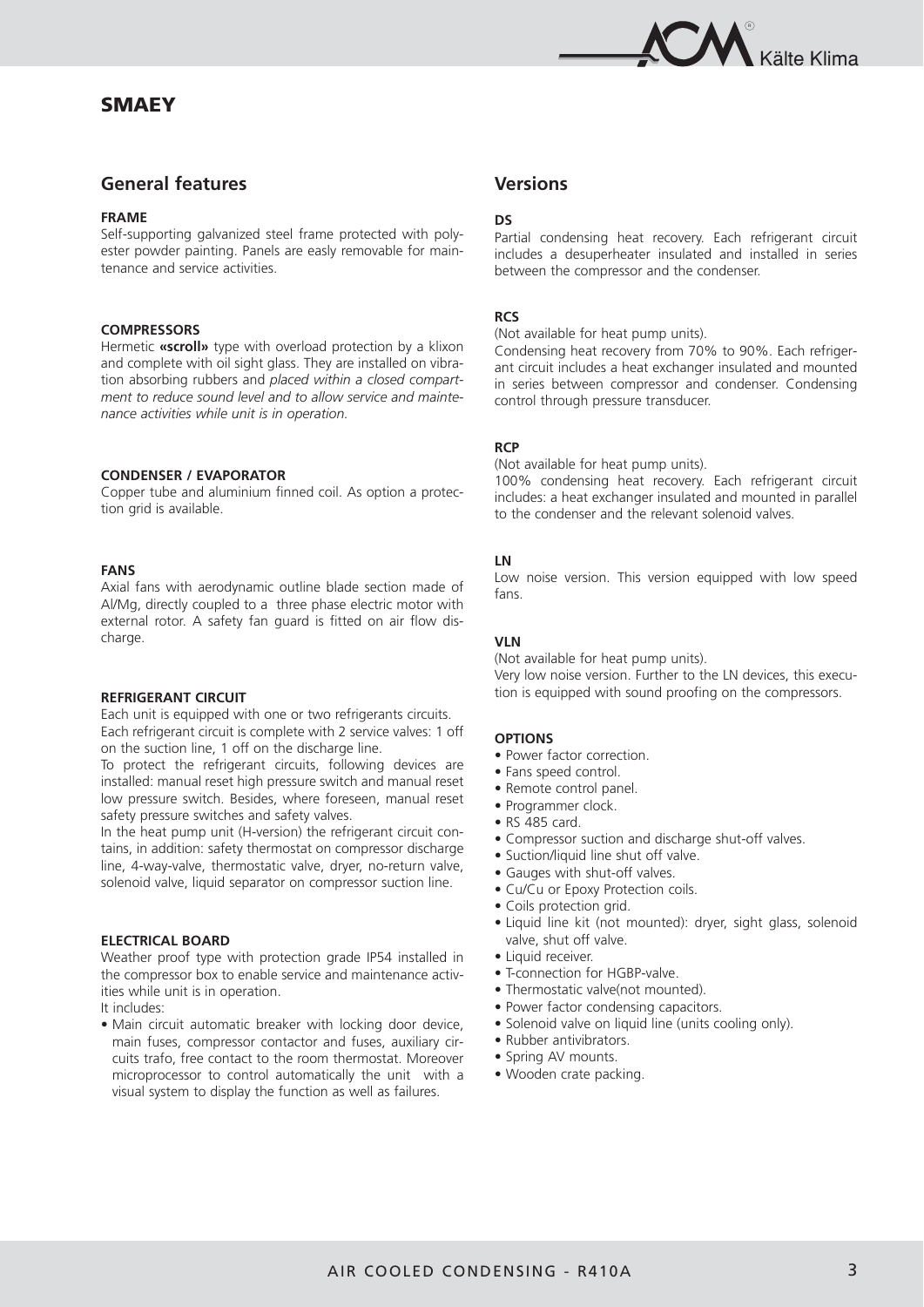# SMAEY

## General features

### FRAME

Self-supporting galvanized steel frame protected with polyester powder painting. Panels are easly removable for maintenance and service activities.

### COMPRESSORS

Hermetic **«scroll»** type with overload protection by a klixon and complete with oil sight glass. They are installed on vibration absorbing rubbers and *placed within a closed compartment to reduce sound level and to allow service and maintenance activities while unit is in operation.*

### CONDENSER / EVAPORATOR

Copper tube and aluminium finned coil. As option a protection grid is available.

### FANS

Axial fans with aerodynamic outline blade section made of Al/Mg, directly coupled to a three phase electric motor with external rotor. A safety fan guard is fitted on air flow discharge.

### REFRIGERANT CIRCUIT

Each unit is equipped with one or two refrigerants circuits. Each refrigerant circuit is complete with 2 service valves: 1 off on the suction line, 1 off on the discharge line.

To protect the refrigerant circuits, following devices are installed: manual reset high pressure switch and manual reset low pressure switch. Besides, where foreseen, manual reset safety pressure switches and safety valves.

In the heat pump unit (H-version) the refrigerant circuit contains, in addition: safety thermostat on compressor discharge line, 4-way-valve, thermostatic valve, dryer, no-return valve, solenoid valve, liquid separator on compressor suction line.

### ELECTRICAL BOARD

Weather proof type with protection grade IP54 installed in the compressor box to enable service and maintenance activities while unit is in operation.

It includes:

- Main circuit automatic breaker with locking door device, main fuses, compressor contactor and fuses, auxiliary circuits trafo, free contact to the room thermostat. Moreover microprocessor to control automatically the unit with a visual system to display the function as well as failures.

## Versions

### DS

Partial condensing heat recovery. Each refrigerant circuit includes a desuperheater insulated and installed in series between the compressor and the condenser.

### RCS

(Not available for heat pump units).

Condensing heat recovery from 70% to 90%. Each refrigerant circuit includes a heat exchanger insulated and mounted in series between compressor and condenser. Condensing control through pressure transducer.

### RCP

(Not available for heat pump units).

100% condensing heat recovery. Each refrigerant circuit includes: a heat exchanger insulated and mounted in parallel to the condenser and the relevant solenoid valves.

### LN

Low noise version. This version equipped with low speed fans.

### VLN

(Not available for heat pump units).

Very low noise version. Further to the LN devices, this execution is equipped with sound proofing on the compressors.

### OPTIONS

- Power factor correction.
- Fans speed control.
- Remote control panel.
- Programmer clock.
- RS 485 card.
- Compressor suction and discharge shut-off valves.
- Suction/liquid line shut off valve.
- Gauges with shut-off valves.
- Cu/Cu or Epoxy Protection coils.
- Coils protection grid.
- Liquid line kit (not mounted): dryer, sight glass, solenoid valve, shut off valve.
- Liquid receiver.
- T-connection for HGBP-valve.
- Thermostatic valve(not mounted).
- Power factor condensing capacitors.
- Solenoid valve on liquid line (units cooling only).
- Rubber antivibrators.
- Spring AV mounts.
- Wooden crate packing.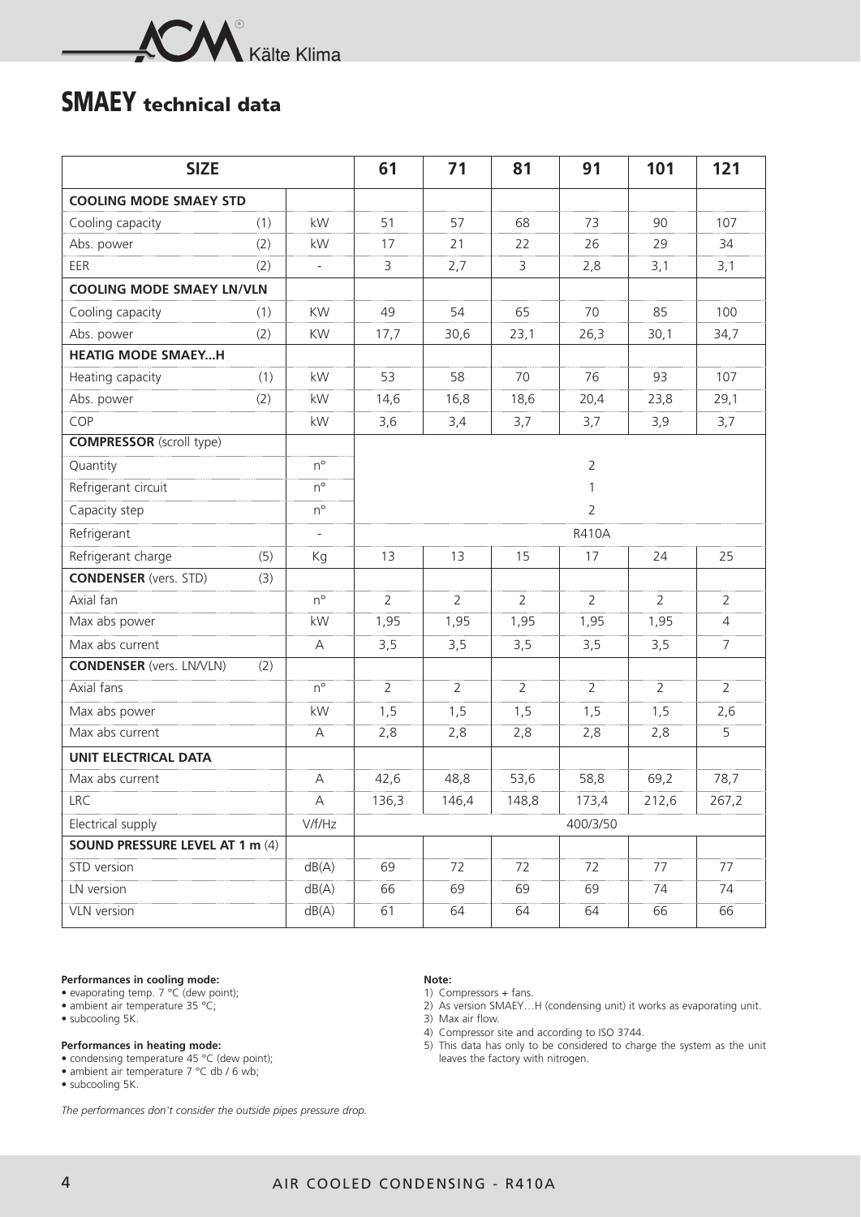## SMAEY technical data

| SIZE | | | 61 | 71 | 81 | 91 | 101 | 121 |
|---|---|---|---|---|---|---|---|---|
| **COOLING MODE SMAEY STD** | | | | | | | | |
| Cooling capacity | (1) | kW | 51 | 57 | 68 | 73 | 90 | 107 |
| Abs. power | (2) | kW | 17 | 21 | 22 | 26 | 29 | 34 |
| EER | (2) | - | 3 | 2,7 | 3 | 2,8 | 3,1 | 3,1 |
| **COOLING MODE SMAEY LN/VLN** | | | | | | | | |
| Cooling capacity | (1) | KW | 49 | 54 | 65 | 70 | 85 | 100 |
| Abs. power | (2) | KW | 17,7 | 30,6 | 23,1 | 26,3 | 30,1 | 34,7 |
| **HEATIG MODE SMAEY...H** | | | | | | | | |
| Heating capacity | (1) | kW | 53 | 58 | 70 | 76 | 93 | 107 |
| Abs. power | (2) | kW | 14,6 | 16,8 | 18,6 | 20,4 | 23,8 | 29,1 |
| COP | | kW | 3,6 | 3,4 | 3,7 | 3,7 | 3,9 | 3,7 |
| **COMPRESSOR** (scroll type) | | | | | | | | |
| Quantity | | n° | 2 | | | | | |
| Refrigerant circuit | | n° | 1 | | | | | |
| Capacity step | | n° | 2 | | | | | |
| Refrigerant | | - | R410A | | | | | |
| Refrigerant charge | (5) | Kg | 13 | 13 | 15 | 17 | 24 | 25 |
| **CONDENSER** (vers. STD) | (3) | | | | | | | |
| Axial fan | | n° | 2 | 2 | 2 | 2 | 2 | 2 |
| Max abs power | | kW | 1,95 | 1,95 | 1,95 | 1,95 | 1,95 | 4 |
| Max abs current | | A | 3,5 | 3,5 | 3,5 | 3,5 | 3,5 | 7 |
| **CONDENSER** (vers. LN/VLN) | (2) | | | | | | | |
| Axial fans | | n° | 2 | 2 | 2 | 2 | 2 | 2 |
| Max abs power | | kW | 1,5 | 1,5 | 1,5 | 1,5 | 1,5 | 2,6 |
| Max abs current | | A | 2,8 | 2,8 | 2,8 | 2,8 | 2,8 | 5 |
| **UNIT ELECTRICAL DATA** | | | | | | | | |
| Max abs current | | A | 42,6 | 48,8 | 53,6 | 58,8 | 69,2 | 78,7 |
| LRC | | A | 136,3 | 146,4 | 148,8 | 173,4 | 212,6 | 267,2 |
| Electrical supply | | V/f/Hz | 400/3/50 | | | | | |
| **SOUND PRESSURE LEVEL AT 1 m** (4) | | | | | | | | |
| STD version | | dB(A) | 69 | 72 | 72 | 72 | 77 | 77 |
| LN version | | dB(A) | 66 | 69 | 69 | 69 | 74 | 74 |
| VLN version | | dB(A) | 61 | 64 | 64 | 64 | 66 | 66 |

**Performances in cooling mode:**
- evaporating temp. 7 °C (dew point);
- ambient air temperature 35 °C;
- subcooling 5K.

**Performances in heating mode:**
- condensing temperature 45 °C (dew point);
- ambient air temperature 7 °C db / 6 wb;
- subcooling 5K.

*The performances don't consider the outside pipes pressure drop.*

**Note:**
1) Compressors + fans.
2) As version SMAEY…H (condensing unit) it works as evaporating unit.
3) Max air flow.
4) Compressor site and according to ISO 3744.
5) This data has only to be considered to charge the system as the unit leaves the factory with nitrogen.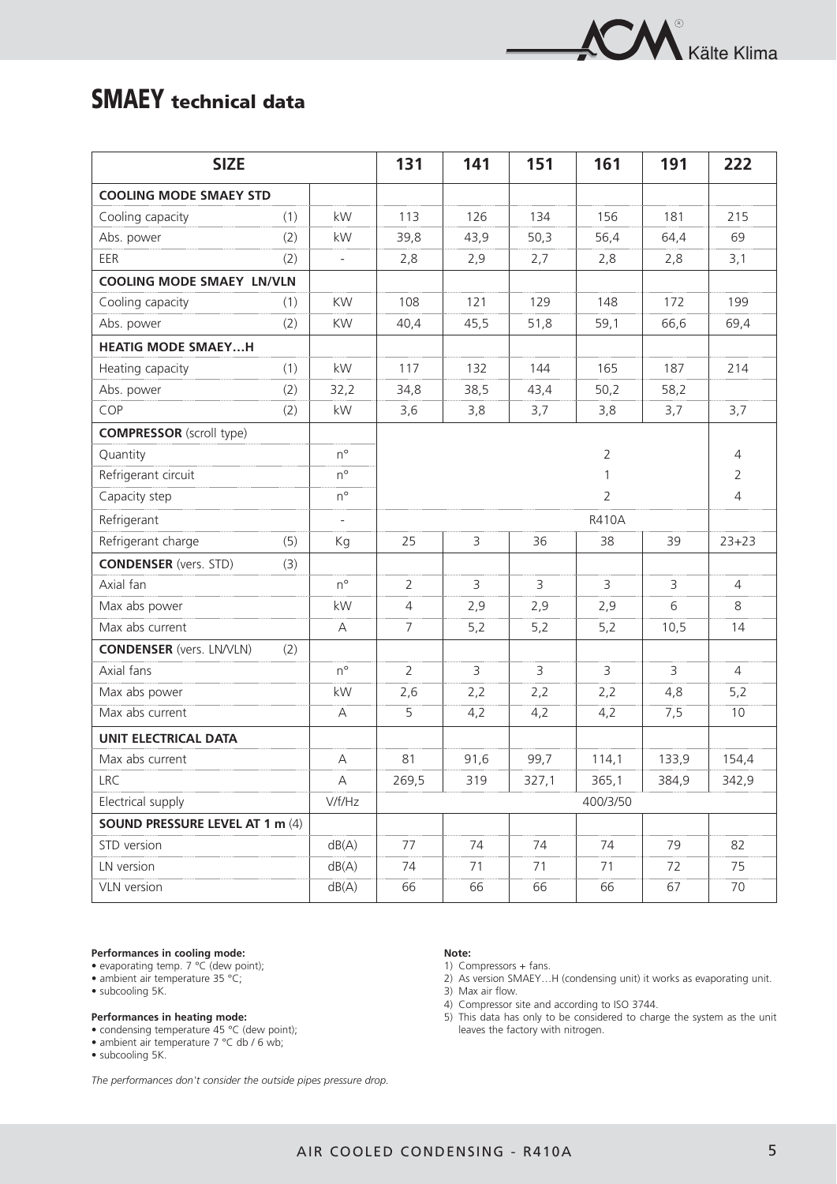# SMAEY technical data

| SIZE | | | 131 | 141 | 151 | 161 | 191 | 222 |
|---|---|---|---|---|---|---|---|---|
| **COOLING MODE SMAEY STD** | | | | | | | | |
| Cooling capacity | (1) | kW | 113 | 126 | 134 | 156 | 181 | 215 |
| Abs. power | (2) | kW | 39,8 | 43,9 | 50,3 | 56,4 | 64,4 | 69 |
| EER | (2) | - | 2,8 | 2,9 | 2,7 | 2,8 | 2,8 | 3,1 |
| **COOLING MODE SMAEY LN/VLN** | | | | | | | | |
| Cooling capacity | (1) | KW | 108 | 121 | 129 | 148 | 172 | 199 |
| Abs. power | (2) | KW | 40,4 | 45,5 | 51,8 | 59,1 | 66,6 | 69,4 |
| **HEATIG MODE SMAEY…H** | | | | | | | | |
| Heating capacity | (1) | kW | 117 | 132 | 144 | 165 | 187 | 214 |
| Abs. power | (2) | 32,2 | 34,8 | 38,5 | 43,4 | 50,2 | 58,2 | |
| COP | (2) | kW | 3,6 | 3,8 | 3,7 | 3,8 | 3,7 | 3,7 |
| **COMPRESSOR** (scroll type) | | | | | | | | |
| Quantity | | n° | | | | 2 | | 4 |
| Refrigerant circuit | | n° | | | | 1 | | 2 |
| Capacity step | | n° | | | | 2 | | 4 |
| Refrigerant | | - | | | | R410A | | |
| Refrigerant charge | (5) | Kg | 25 | 3 | 36 | 38 | 39 | 23+23 |
| **CONDENSER** (vers. STD) | (3) | | | | | | | |
| Axial fan | | n° | 2 | 3 | 3 | 3 | 3 | 4 |
| Max abs power | | kW | 4 | 2,9 | 2,9 | 2,9 | 6 | 8 |
| Max abs current | | A | 7 | 5,2 | 5,2 | 5,2 | 10,5 | 14 |
| **CONDENSER** (vers. LN/VLN) | (2) | | | | | | | |
| Axial fans | | n° | 2 | 3 | 3 | 3 | 3 | 4 |
| Max abs power | | kW | 2,6 | 2,2 | 2,2 | 2,2 | 4,8 | 5,2 |
| Max abs current | | A | 5 | 4,2 | 4,2 | 4,2 | 7,5 | 10 |
| **UNIT ELECTRICAL DATA** | | | | | | | | |
| Max abs current | | A | 81 | 91,6 | 99,7 | 114,1 | 133,9 | 154,4 |
| LRC | | A | 269,5 | 319 | 327,1 | 365,1 | 384,9 | 342,9 |
| Electrical supply | | V/f/Hz | | | | 400/3/50 | | |
| **SOUND PRESSURE LEVEL AT 1 m** (4) | | | | | | | | |
| STD version | | dB(A) | 77 | 74 | 74 | 74 | 79 | 82 |
| LN version | | dB(A) | 74 | 71 | 71 | 71 | 72 | 75 |
| VLN version | | dB(A) | 66 | 66 | 66 | 66 | 67 | 70 |

**Performances in cooling mode:**
- evaporating temp. 7 °C (dew point);
- ambient air temperature 35 °C;
- subcooling 5K.

**Performances in heating mode:**
- condensing temperature 45 °C (dew point);
- ambient air temperature 7 °C db / 6 wb;
- subcooling 5K.

*The performances don't consider the outside pipes pressure drop.*

**Note:**
1) Compressors + fans.
2) As version SMAEY…H (condensing unit) it works as evaporating unit.
3) Max air flow.
4) Compressor site and according to ISO 3744.
5) This data has only to be considered to charge the system as the unit leaves the factory with nitrogen.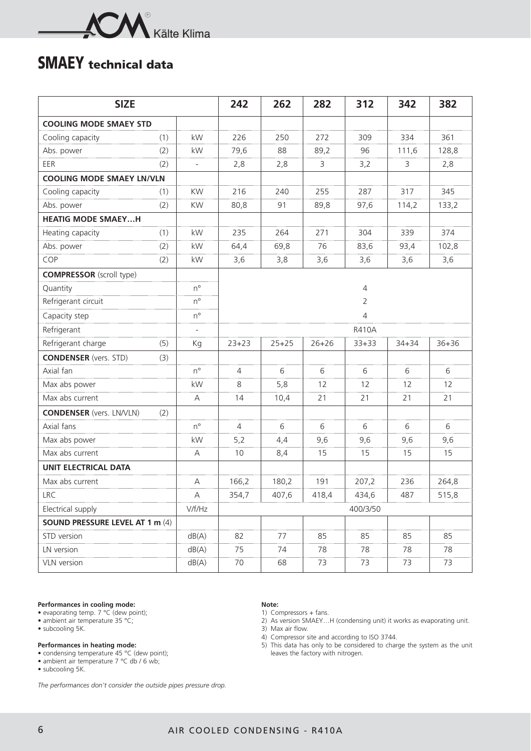# SMAEY technical data

| SIZE | | | 242 | 262 | 282 | 312 | 342 | 382 |
|---|---|---|---|---|---|---|---|---|
| **COOLING MODE SMAEY STD** | | | | | | | | |
| Cooling capacity | (1) | kW | 226 | 250 | 272 | 309 | 334 | 361 |
| Abs. power | (2) | kW | 79,6 | 88 | 89,2 | 96 | 111,6 | 128,8 |
| EER | (2) | - | 2,8 | 2,8 | 3 | 3,2 | 3 | 2,8 |
| **COOLING MODE SMAEY LN/VLN** | | | | | | | | |
| Cooling capacity | (1) | KW | 216 | 240 | 255 | 287 | 317 | 345 |
| Abs. power | (2) | KW | 80,8 | 91 | 89,8 | 97,6 | 114,2 | 133,2 |
| **HEATIG MODE SMAEY…H** | | | | | | | | |
| Heating capacity | (1) | kW | 235 | 264 | 271 | 304 | 339 | 374 |
| Abs. power | (2) | kW | 64,4 | 69,8 | 76 | 83,6 | 93,4 | 102,8 |
| COP | (2) | kW | 3,6 | 3,8 | 3,6 | 3,6 | 3,6 | 3,6 |
| **COMPRESSOR** (scroll type) | | | | | | | | |
| Quantity | | n° | 4 | | | | | |
| Refrigerant circuit | | n° | 2 | | | | | |
| Capacity step | | n° | 4 | | | | | |
| Refrigerant | | - | R410A | | | | | |
| Refrigerant charge | (5) | Kg | 23+23 | 25+25 | 26+26 | 33+33 | 34+34 | 36+36 |
| **CONDENSER** (vers. STD) | (3) | | | | | | | |
| Axial fan | | n° | 4 | 6 | 6 | 6 | 6 | 6 |
| Max abs power | | kW | 8 | 5,8 | 12 | 12 | 12 | 12 |
| Max abs current | | A | 14 | 10,4 | 21 | 21 | 21 | 21 |
| **CONDENSER** (vers. LN/VLN) | (2) | | | | | | | |
| Axial fans | | n° | 4 | 6 | 6 | 6 | 6 | 6 |
| Max abs power | | kW | 5,2 | 4,4 | 9,6 | 9,6 | 9,6 | 9,6 |
| Max abs current | | A | 10 | 8,4 | 15 | 15 | 15 | 15 |
| **UNIT ELECTRICAL DATA** | | | | | | | | |
| Max abs current | | A | 166,2 | 180,2 | 191 | 207,2 | 236 | 264,8 |
| LRC | | A | 354,7 | 407,6 | 418,4 | 434,6 | 487 | 515,8 |
| Electrical supply | | V/f/Hz | 400/3/50 | | | | | |
| **SOUND PRESSURE LEVEL AT 1 m** (4) | | | | | | | | |
| STD version | | dB(A) | 82 | 77 | 85 | 85 | 85 | 85 |
| LN version | | dB(A) | 75 | 74 | 78 | 78 | 78 | 78 |
| VLN version | | dB(A) | 70 | 68 | 73 | 73 | 73 | 73 |

**Performances in cooling mode:**
- evaporating temp. 7 °C (dew point);
- ambient air temperature 35 °C;
- subcooling 5K.

**Performances in heating mode:**
- condensing temperature 45 °C (dew point);
- ambient air temperature 7 °C db / 6 wb;
- subcooling 5K.

*The performances don't consider the outside pipes pressure drop.*

**Note:**
1) Compressors + fans.
2) As version SMAEY…H (condensing unit) it works as evaporating unit.
3) Max air flow.
4) Compressor site and according to ISO 3744.
5) This data has only to be considered to charge the system as the unit leaves the factory with nitrogen.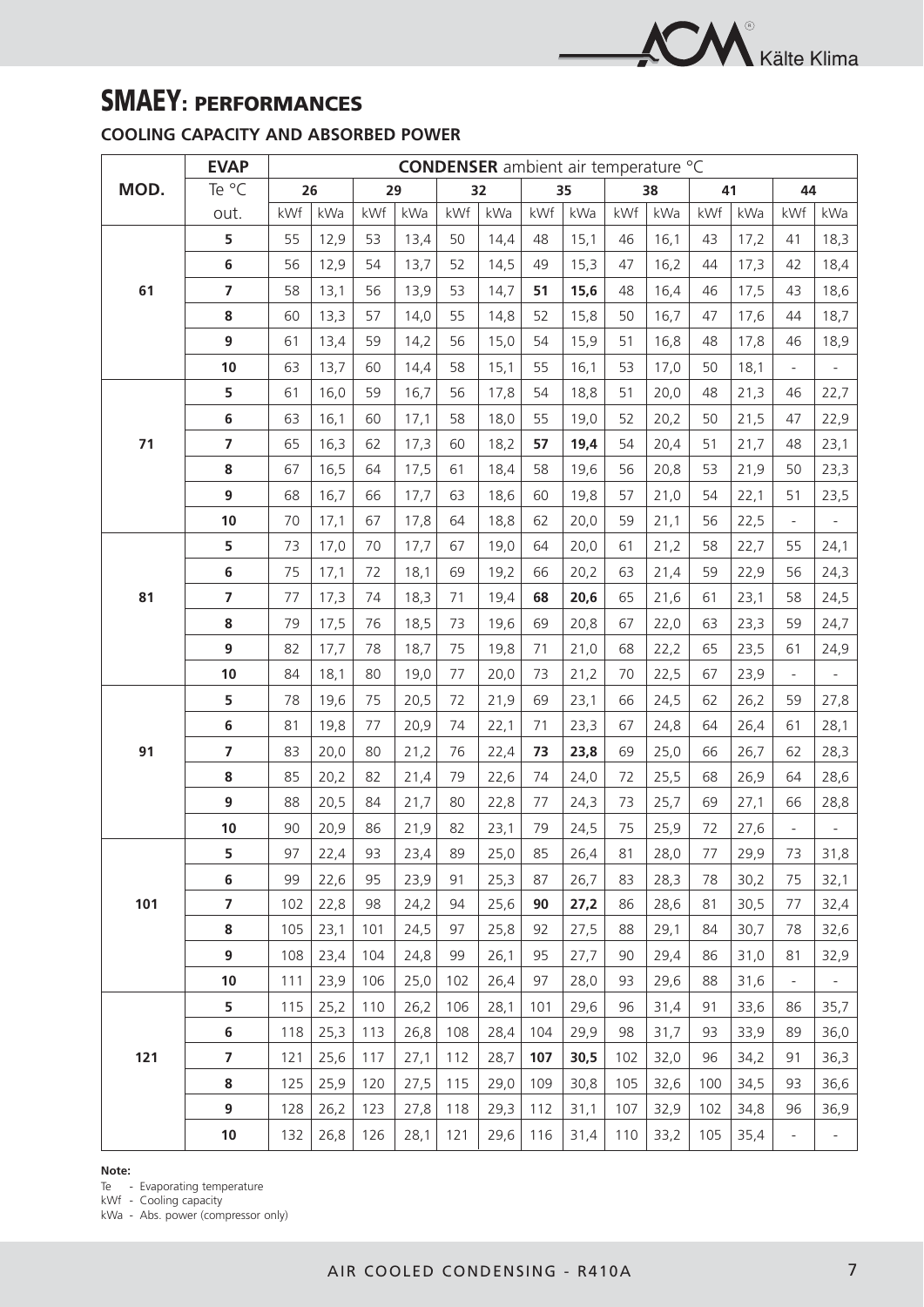## SMAEY: PERFORMANCES

### COOLING CAPACITY AND ABSORBED POWER

| MOD. | EVAP Te °C out. | CONDENSER ambient air temperature °C | | | | | | | | | | | | | |
|---|---|---|---|---|---|---|---|---|---|---|---|---|---|---|---|
| | | 26 | | 29 | | 32 | | 35 | | 38 | | 41 | | 44 | |
| | | kWf | kWa | kWf | kWa | kWf | kWa | kWf | kWa | kWf | kWa | kWf | kWa | kWf | kWa |
| 61 | 5 | 55 | 12,9 | 53 | 13,4 | 50 | 14,4 | 48 | 15,1 | 46 | 16,1 | 43 | 17,2 | 41 | 18,3 |
| | 6 | 56 | 12,9 | 54 | 13,7 | 52 | 14,5 | 49 | 15,3 | 47 | 16,2 | 44 | 17,3 | 42 | 18,4 |
| | 7 | 58 | 13,1 | 56 | 13,9 | 53 | 14,7 | **51** | **15,6** | 48 | 16,4 | 46 | 17,5 | 43 | 18,6 |
| | 8 | 60 | 13,3 | 57 | 14,0 | 55 | 14,8 | 52 | 15,8 | 50 | 16,7 | 47 | 17,6 | 44 | 18,7 |
| | 9 | 61 | 13,4 | 59 | 14,2 | 56 | 15,0 | 54 | 15,9 | 51 | 16,8 | 48 | 17,8 | 46 | 18,9 |
| | 10 | 63 | 13,7 | 60 | 14,4 | 58 | 15,1 | 55 | 16,1 | 53 | 17,0 | 50 | 18,1 | - | - |
| 71 | 5 | 61 | 16,0 | 59 | 16,7 | 56 | 17,8 | 54 | 18,8 | 51 | 20,0 | 48 | 21,3 | 46 | 22,7 |
| | 6 | 63 | 16,1 | 60 | 17,1 | 58 | 18,0 | 55 | 19,0 | 52 | 20,2 | 50 | 21,5 | 47 | 22,9 |
| | 7 | 65 | 16,3 | 62 | 17,3 | 60 | 18,2 | **57** | **19,4** | 54 | 20,4 | 51 | 21,7 | 48 | 23,1 |
| | 8 | 67 | 16,5 | 64 | 17,5 | 61 | 18,4 | 58 | 19,6 | 56 | 20,8 | 53 | 21,9 | 50 | 23,3 |
| | 9 | 68 | 16,7 | 66 | 17,7 | 63 | 18,6 | 60 | 19,8 | 57 | 21,0 | 54 | 22,1 | 51 | 23,5 |
| | 10 | 70 | 17,1 | 67 | 17,8 | 64 | 18,8 | 62 | 20,0 | 59 | 21,1 | 56 | 22,5 | - | - |
| 81 | 5 | 73 | 17,0 | 70 | 17,7 | 67 | 19,0 | 64 | 20,0 | 61 | 21,2 | 58 | 22,7 | 55 | 24,1 |
| | 6 | 75 | 17,1 | 72 | 18,1 | 69 | 19,2 | 66 | 20,2 | 63 | 21,4 | 59 | 22,9 | 56 | 24,3 |
| | 7 | 77 | 17,3 | 74 | 18,3 | 71 | 19,4 | **68** | **20,6** | 65 | 21,6 | 61 | 23,1 | 58 | 24,5 |
| | 8 | 79 | 17,5 | 76 | 18,5 | 73 | 19,6 | 69 | 20,8 | 67 | 22,0 | 63 | 23,3 | 59 | 24,7 |
| | 9 | 82 | 17,7 | 78 | 18,7 | 75 | 19,8 | 71 | 21,0 | 68 | 22,2 | 65 | 23,5 | 61 | 24,9 |
| | 10 | 84 | 18,1 | 80 | 19,0 | 77 | 20,0 | 73 | 21,2 | 70 | 22,5 | 67 | 23,9 | - | - |
| 91 | 5 | 78 | 19,6 | 75 | 20,5 | 72 | 21,9 | 69 | 23,1 | 66 | 24,5 | 62 | 26,2 | 59 | 27,8 |
| | 6 | 81 | 19,8 | 77 | 20,9 | 74 | 22,1 | 71 | 23,3 | 67 | 24,8 | 64 | 26,4 | 61 | 28,1 |
| | 7 | 83 | 20,0 | 80 | 21,2 | 76 | 22,4 | **73** | **23,8** | 69 | 25,0 | 66 | 26,7 | 62 | 28,3 |
| | 8 | 85 | 20,2 | 82 | 21,4 | 79 | 22,6 | 74 | 24,0 | 72 | 25,5 | 68 | 26,9 | 64 | 28,6 |
| | 9 | 88 | 20,5 | 84 | 21,7 | 80 | 22,8 | 77 | 24,3 | 73 | 25,7 | 69 | 27,1 | 66 | 28,8 |
| | 10 | 90 | 20,9 | 86 | 21,9 | 82 | 23,1 | 79 | 24,5 | 75 | 25,9 | 72 | 27,6 | - | - |
| 101 | 5 | 97 | 22,4 | 93 | 23,4 | 89 | 25,0 | 85 | 26,4 | 81 | 28,0 | 77 | 29,9 | 73 | 31,8 |
| | 6 | 99 | 22,6 | 95 | 23,9 | 91 | 25,3 | 87 | 26,7 | 83 | 28,3 | 78 | 30,2 | 75 | 32,1 |
| | 7 | 102 | 22,8 | 98 | 24,2 | 94 | 25,6 | **90** | **27,2** | 86 | 28,6 | 81 | 30,5 | 77 | 32,4 |
| | 8 | 105 | 23,1 | 101 | 24,5 | 97 | 25,8 | 92 | 27,5 | 88 | 29,1 | 84 | 30,7 | 78 | 32,6 |
| | 9 | 108 | 23,4 | 104 | 24,8 | 99 | 26,1 | 95 | 27,7 | 90 | 29,4 | 86 | 31,0 | 81 | 32,9 |
| | 10 | 111 | 23,9 | 106 | 25,0 | 102 | 26,4 | 97 | 28,0 | 93 | 29,6 | 88 | 31,6 | - | - |
| 121 | 5 | 115 | 25,2 | 110 | 26,2 | 106 | 28,1 | 101 | 29,6 | 96 | 31,4 | 91 | 33,6 | 86 | 35,7 |
| | 6 | 118 | 25,3 | 113 | 26,8 | 108 | 28,4 | 104 | 29,9 | 98 | 31,7 | 93 | 33,9 | 89 | 36,0 |
| | 7 | 121 | 25,6 | 117 | 27,1 | 112 | 28,7 | **107** | **30,5** | 102 | 32,0 | 96 | 34,2 | 91 | 36,3 |
| | 8 | 125 | 25,9 | 120 | 27,5 | 115 | 29,0 | 109 | 30,8 | 105 | 32,6 | 100 | 34,5 | 93 | 36,6 |
| | 9 | 128 | 26,2 | 123 | 27,8 | 118 | 29,3 | 112 | 31,1 | 107 | 32,9 | 102 | 34,8 | 96 | 36,9 |
| | 10 | 132 | 26,8 | 126 | 28,1 | 121 | 29,6 | 116 | 31,4 | 110 | 33,2 | 105 | 35,4 | - | - |

**Note:**

Te - Evaporating temperature
kWf - Cooling capacity
kWa - Abs. power (compressor only)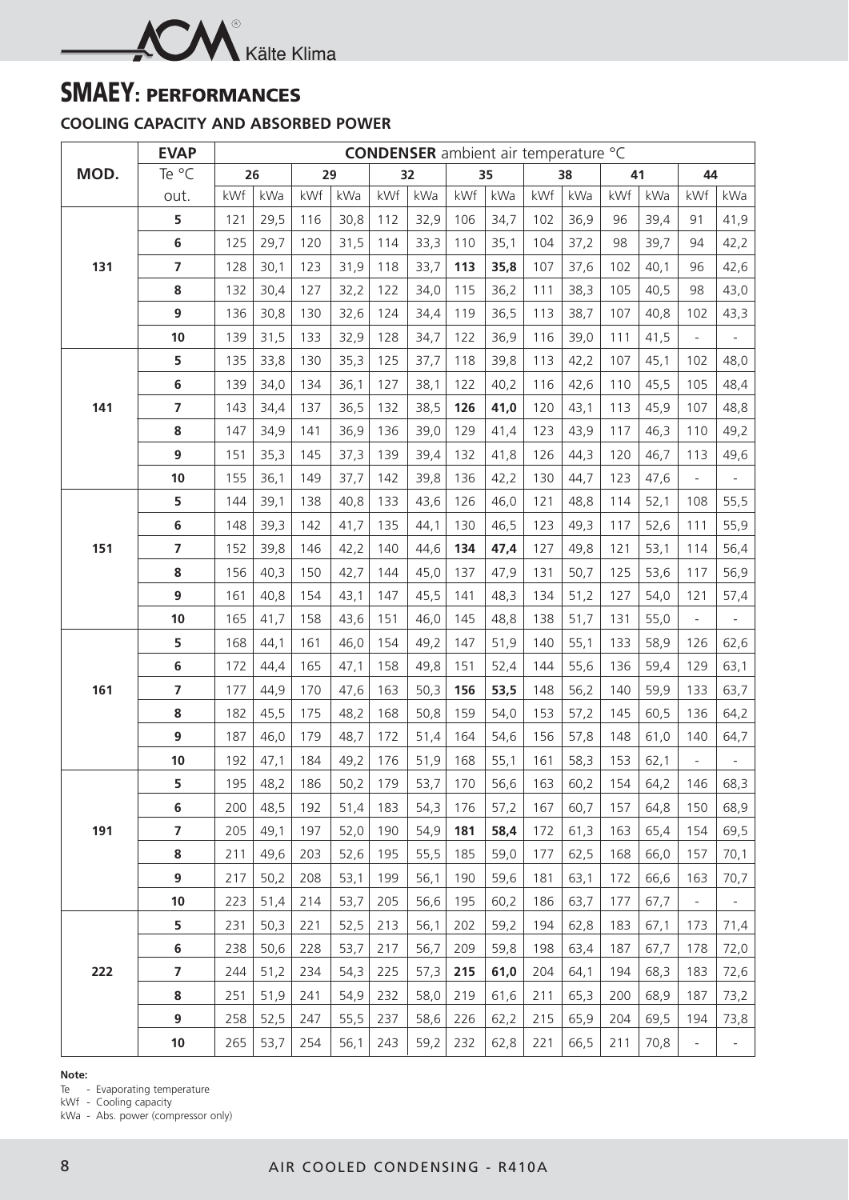## SMAEY: PERFORMANCES

### COOLING CAPACITY AND ABSORBED POWER

| MOD. | EVAP Te °C out. | CONDENSER ambient air temperature °C | | | | | | | | | | | | | |
|---|---|---|---|---|---|---|---|---|---|---|---|---|---|---|---|
| | | 26 | | 29 | | 32 | | 35 | | 38 | | 41 | | 44 | |
| | | kWf | kWa | kWf | kWa | kWf | kWa | kWf | kWa | kWf | kWa | kWf | kWa | kWf | kWa |
| 131 | 5 | 121 | 29,5 | 116 | 30,8 | 112 | 32,9 | 106 | 34,7 | 102 | 36,9 | 96 | 39,4 | 91 | 41,9 |
| | 6 | 125 | 29,7 | 120 | 31,5 | 114 | 33,3 | 110 | 35,1 | 104 | 37,2 | 98 | 39,7 | 94 | 42,2 |
| | 7 | 128 | 30,1 | 123 | 31,9 | 118 | 33,7 | **113** | **35,8** | 107 | 37,6 | 102 | 40,1 | 96 | 42,6 |
| | 8 | 132 | 30,4 | 127 | 32,2 | 122 | 34,0 | 115 | 36,2 | 111 | 38,3 | 105 | 40,5 | 98 | 43,0 |
| | 9 | 136 | 30,8 | 130 | 32,6 | 124 | 34,4 | 119 | 36,5 | 113 | 38,7 | 107 | 40,8 | 102 | 43,3 |
| | 10 | 139 | 31,5 | 133 | 32,9 | 128 | 34,7 | 122 | 36,9 | 116 | 39,0 | 111 | 41,5 | - | - |
| 141 | 5 | 135 | 33,8 | 130 | 35,3 | 125 | 37,7 | 118 | 39,8 | 113 | 42,2 | 107 | 45,1 | 102 | 48,0 |
| | 6 | 139 | 34,0 | 134 | 36,1 | 127 | 38,1 | 122 | 40,2 | 116 | 42,6 | 110 | 45,5 | 105 | 48,4 |
| | 7 | 143 | 34,4 | 137 | 36,5 | 132 | 38,5 | **126** | **41,0** | 120 | 43,1 | 113 | 45,9 | 107 | 48,8 |
| | 8 | 147 | 34,9 | 141 | 36,9 | 136 | 39,0 | 129 | 41,4 | 123 | 43,9 | 117 | 46,3 | 110 | 49,2 |
| | 9 | 151 | 35,3 | 145 | 37,3 | 139 | 39,4 | 132 | 41,8 | 126 | 44,3 | 120 | 46,7 | 113 | 49,6 |
| | 10 | 155 | 36,1 | 149 | 37,7 | 142 | 39,8 | 136 | 42,2 | 130 | 44,7 | 123 | 47,6 | - | - |
| 151 | 5 | 144 | 39,1 | 138 | 40,8 | 133 | 43,6 | 126 | 46,0 | 121 | 48,8 | 114 | 52,1 | 108 | 55,5 |
| | 6 | 148 | 39,3 | 142 | 41,7 | 135 | 44,1 | 130 | 46,5 | 123 | 49,3 | 117 | 52,6 | 111 | 55,9 |
| | 7 | 152 | 39,8 | 146 | 42,2 | 140 | 44,6 | **134** | **47,4** | 127 | 49,8 | 121 | 53,1 | 114 | 56,4 |
| | 8 | 156 | 40,3 | 150 | 42,7 | 144 | 45,0 | 137 | 47,9 | 131 | 50,7 | 125 | 53,6 | 117 | 56,9 |
| | 9 | 161 | 40,8 | 154 | 43,1 | 147 | 45,5 | 141 | 48,3 | 134 | 51,2 | 127 | 54,0 | 121 | 57,4 |
| | 10 | 165 | 41,7 | 158 | 43,6 | 151 | 46,0 | 145 | 48,8 | 138 | 51,7 | 131 | 55,0 | - | - |
| 161 | 5 | 168 | 44,1 | 161 | 46,0 | 154 | 49,2 | 147 | 51,9 | 140 | 55,1 | 133 | 58,9 | 126 | 62,6 |
| | 6 | 172 | 44,4 | 165 | 47,1 | 158 | 49,8 | 151 | 52,4 | 144 | 55,6 | 136 | 59,4 | 129 | 63,1 |
| | 7 | 177 | 44,9 | 170 | 47,6 | 163 | 50,3 | **156** | **53,5** | 148 | 56,2 | 140 | 59,9 | 133 | 63,7 |
| | 8 | 182 | 45,5 | 175 | 48,2 | 168 | 50,8 | 159 | 54,0 | 153 | 57,2 | 145 | 60,5 | 136 | 64,2 |
| | 9 | 187 | 46,0 | 179 | 48,7 | 172 | 51,4 | 164 | 54,6 | 156 | 57,8 | 148 | 61,0 | 140 | 64,7 |
| | 10 | 192 | 47,1 | 184 | 49,2 | 176 | 51,9 | 168 | 55,1 | 161 | 58,3 | 153 | 62,1 | - | - |
| 191 | 5 | 195 | 48,2 | 186 | 50,2 | 179 | 53,7 | 170 | 56,6 | 163 | 60,2 | 154 | 64,2 | 146 | 68,3 |
| | 6 | 200 | 48,5 | 192 | 51,4 | 183 | 54,3 | 176 | 57,2 | 167 | 60,7 | 157 | 64,8 | 150 | 68,9 |
| | 7 | 205 | 49,1 | 197 | 52,0 | 190 | 54,9 | **181** | **58,4** | 172 | 61,3 | 163 | 65,4 | 154 | 69,5 |
| | 8 | 211 | 49,6 | 203 | 52,6 | 195 | 55,5 | 185 | 59,0 | 177 | 62,5 | 168 | 66,0 | 157 | 70,1 |
| | 9 | 217 | 50,2 | 208 | 53,1 | 199 | 56,1 | 190 | 59,6 | 181 | 63,1 | 172 | 66,6 | 163 | 70,7 |
| | 10 | 223 | 51,4 | 214 | 53,7 | 205 | 56,6 | 195 | 60,2 | 186 | 63,7 | 177 | 67,7 | - | - |
| 222 | 5 | 231 | 50,3 | 221 | 52,5 | 213 | 56,1 | 202 | 59,2 | 194 | 62,8 | 183 | 67,1 | 173 | 71,4 |
| | 6 | 238 | 50,6 | 228 | 53,7 | 217 | 56,7 | 209 | 59,8 | 198 | 63,4 | 187 | 67,7 | 178 | 72,0 |
| | 7 | 244 | 51,2 | 234 | 54,3 | 225 | 57,3 | **215** | **61,0** | 204 | 64,1 | 194 | 68,3 | 183 | 72,6 |
| | 8 | 251 | 51,9 | 241 | 54,9 | 232 | 58,0 | 219 | 61,6 | 211 | 65,3 | 200 | 68,9 | 187 | 73,2 |
| | 9 | 258 | 52,5 | 247 | 55,5 | 237 | 58,6 | 226 | 62,2 | 215 | 65,9 | 204 | 69,5 | 194 | 73,8 |
| | 10 | 265 | 53,7 | 254 | 56,1 | 243 | 59,2 | 232 | 62,8 | 221 | 66,5 | 211 | 70,8 | - | - |

**Note:**

Te - Evaporating temperature
kWf - Cooling capacity
kWa - Abs. power (compressor only)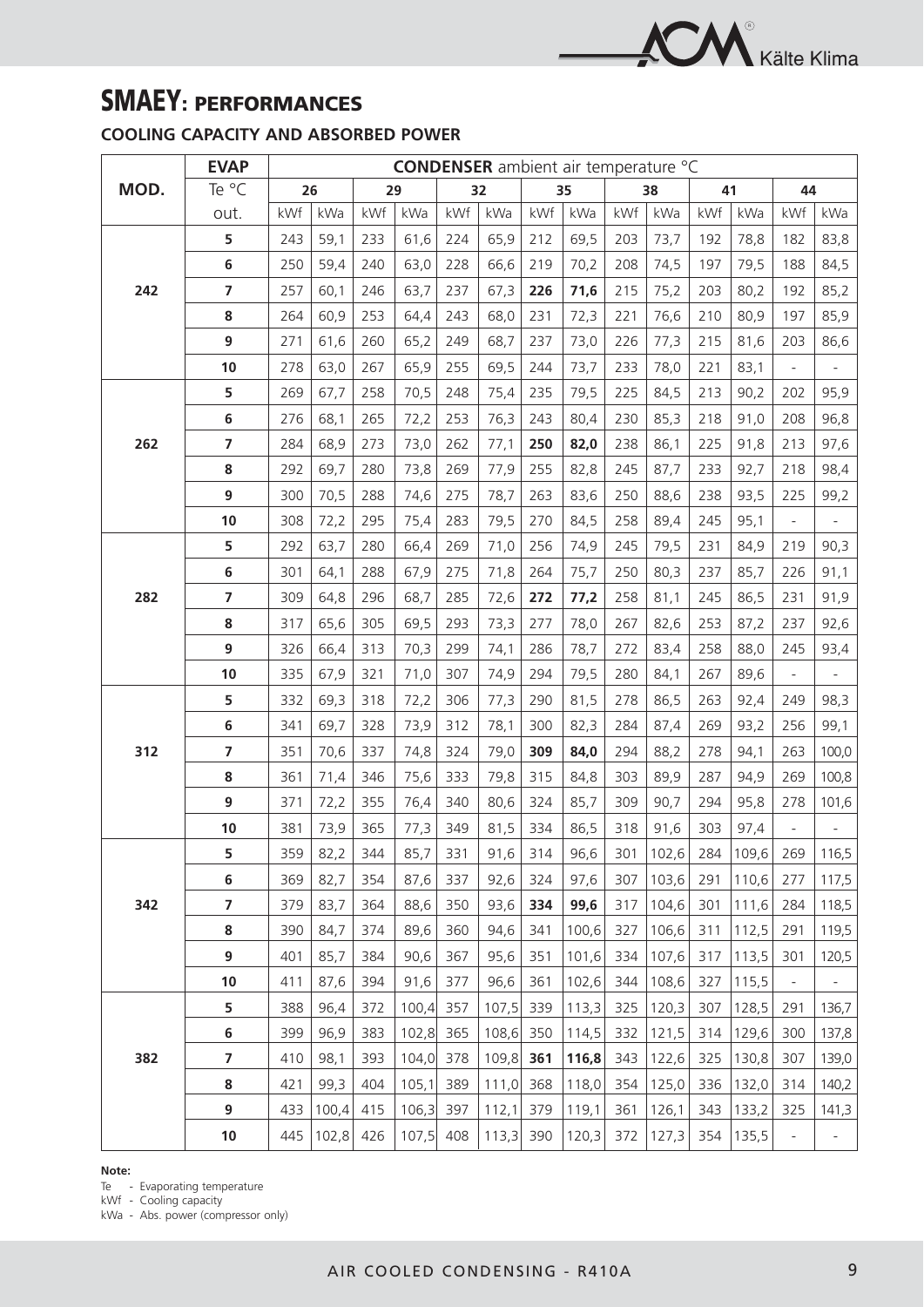# SMAEY: PERFORMANCES

### COOLING CAPACITY AND ABSORBED POWER

| MOD. | EVAP | CONDENSER ambient air temperature °C | | | | | | | | | | | | | |
|---|---|---|---|---|---|---|---|---|---|---|---|---|---|---|---|
| | Te °C | 26 | | 29 | | 32 | | 35 | | 38 | | 41 | | 44 | |
| | out. | kWf | kWa | kWf | kWa | kWf | kWa | kWf | kWa | kWf | kWa | kWf | kWa | kWf | kWa |
| 242 | **5** | 243 | 59,1 | 233 | 61,6 | 224 | 65,9 | 212 | 69,5 | 203 | 73,7 | 192 | 78,8 | 182 | 83,8 |
| | **6** | 250 | 59,4 | 240 | 63,0 | 228 | 66,6 | 219 | 70,2 | 208 | 74,5 | 197 | 79,5 | 188 | 84,5 |
| | **7** | 257 | 60,1 | 246 | 63,7 | 237 | 67,3 | **226** | **71,6** | 215 | 75,2 | 203 | 80,2 | 192 | 85,2 |
| | **8** | 264 | 60,9 | 253 | 64,4 | 243 | 68,0 | 231 | 72,3 | 221 | 76,6 | 210 | 80,9 | 197 | 85,9 |
| | **9** | 271 | 61,6 | 260 | 65,2 | 249 | 68,7 | 237 | 73,0 | 226 | 77,3 | 215 | 81,6 | 203 | 86,6 |
| | **10** | 278 | 63,0 | 267 | 65,9 | 255 | 69,5 | 244 | 73,7 | 233 | 78,0 | 221 | 83,1 | - | - |
| 262 | **5** | 269 | 67,7 | 258 | 70,5 | 248 | 75,4 | 235 | 79,5 | 225 | 84,5 | 213 | 90,2 | 202 | 95,9 |
| | **6** | 276 | 68,1 | 265 | 72,2 | 253 | 76,3 | 243 | 80,4 | 230 | 85,3 | 218 | 91,0 | 208 | 96,8 |
| | **7** | 284 | 68,9 | 273 | 73,0 | 262 | 77,1 | **250** | **82,0** | 238 | 86,1 | 225 | 91,8 | 213 | 97,6 |
| | **8** | 292 | 69,7 | 280 | 73,8 | 269 | 77,9 | 255 | 82,8 | 245 | 87,7 | 233 | 92,7 | 218 | 98,4 |
| | **9** | 300 | 70,5 | 288 | 74,6 | 275 | 78,7 | 263 | 83,6 | 250 | 88,6 | 238 | 93,5 | 225 | 99,2 |
| | **10** | 308 | 72,2 | 295 | 75,4 | 283 | 79,5 | 270 | 84,5 | 258 | 89,4 | 245 | 95,1 | - | - |
| 282 | **5** | 292 | 63,7 | 280 | 66,4 | 269 | 71,0 | 256 | 74,9 | 245 | 79,5 | 231 | 84,9 | 219 | 90,3 |
| | **6** | 301 | 64,1 | 288 | 67,9 | 275 | 71,8 | 264 | 75,7 | 250 | 80,3 | 237 | 85,7 | 226 | 91,1 |
| | **7** | 309 | 64,8 | 296 | 68,7 | 285 | 72,6 | **272** | **77,2** | 258 | 81,1 | 245 | 86,5 | 231 | 91,9 |
| | **8** | 317 | 65,6 | 305 | 69,5 | 293 | 73,3 | 277 | 78,0 | 267 | 82,6 | 253 | 87,2 | 237 | 92,6 |
| | **9** | 326 | 66,4 | 313 | 70,3 | 299 | 74,1 | 286 | 78,7 | 272 | 83,4 | 258 | 88,0 | 245 | 93,4 |
| | **10** | 335 | 67,9 | 321 | 71,0 | 307 | 74,9 | 294 | 79,5 | 280 | 84,1 | 267 | 89,6 | - | - |
| 312 | **5** | 332 | 69,3 | 318 | 72,2 | 306 | 77,3 | 290 | 81,5 | 278 | 86,5 | 263 | 92,4 | 249 | 98,3 |
| | **6** | 341 | 69,7 | 328 | 73,9 | 312 | 78,1 | 300 | 82,3 | 284 | 87,4 | 269 | 93,2 | 256 | 99,1 |
| | **7** | 351 | 70,6 | 337 | 74,8 | 324 | 79,0 | **309** | **84,0** | 294 | 88,2 | 278 | 94,1 | 263 | 100,0 |
| | **8** | 361 | 71,4 | 346 | 75,6 | 333 | 79,8 | 315 | 84,8 | 303 | 89,9 | 287 | 94,9 | 269 | 100,8 |
| | **9** | 371 | 72,2 | 355 | 76,4 | 340 | 80,6 | 324 | 85,7 | 309 | 90,7 | 294 | 95,8 | 278 | 101,6 |
| | **10** | 381 | 73,9 | 365 | 77,3 | 349 | 81,5 | 334 | 86,5 | 318 | 91,6 | 303 | 97,4 | - | - |
| 342 | **5** | 359 | 82,2 | 344 | 85,7 | 331 | 91,6 | 314 | 96,6 | 301 | 102,6 | 284 | 109,6 | 269 | 116,5 |
| | **6** | 369 | 82,7 | 354 | 87,6 | 337 | 92,6 | 324 | 97,6 | 307 | 103,6 | 291 | 110,6 | 277 | 117,5 |
| | **7** | 379 | 83,7 | 364 | 88,6 | 350 | 93,6 | **334** | **99,6** | 317 | 104,6 | 301 | 111,6 | 284 | 118,5 |
| | **8** | 390 | 84,7 | 374 | 89,6 | 360 | 94,6 | 341 | 100,6 | 327 | 106,6 | 311 | 112,5 | 291 | 119,5 |
| | **9** | 401 | 85,7 | 384 | 90,6 | 367 | 95,6 | 351 | 101,6 | 334 | 107,6 | 317 | 113,5 | 301 | 120,5 |
| | **10** | 411 | 87,6 | 394 | 91,6 | 377 | 96,6 | 361 | 102,6 | 344 | 108,6 | 327 | 115,5 | - | - |
| 382 | **5** | 388 | 96,4 | 372 | 100,4 | 357 | 107,5 | 339 | 113,3 | 325 | 120,3 | 307 | 128,5 | 291 | 136,7 |
| | **6** | 399 | 96,9 | 383 | 102,8 | 365 | 108,6 | 350 | 114,5 | 332 | 121,5 | 314 | 129,6 | 300 | 137,8 |
| | **7** | 410 | 98,1 | 393 | 104,0 | 378 | 109,8 | **361** | **116,8** | 343 | 122,6 | 325 | 130,8 | 307 | 139,0 |
| | **8** | 421 | 99,3 | 404 | 105,1 | 389 | 111,0 | 368 | 118,0 | 354 | 125,0 | 336 | 132,0 | 314 | 140,2 |
| | **9** | 433 | 100,4 | 415 | 106,3 | 397 | 112,1 | 379 | 119,1 | 361 | 126,1 | 343 | 133,2 | 325 | 141,3 |
| | **10** | 445 | 102,8 | 426 | 107,5 | 408 | 113,3 | 390 | 120,3 | 372 | 127,3 | 354 | 135,5 | - | - |

**Note:**

Te - Evaporating temperature
kWf - Cooling capacity
kWa - Abs. power (compressor only)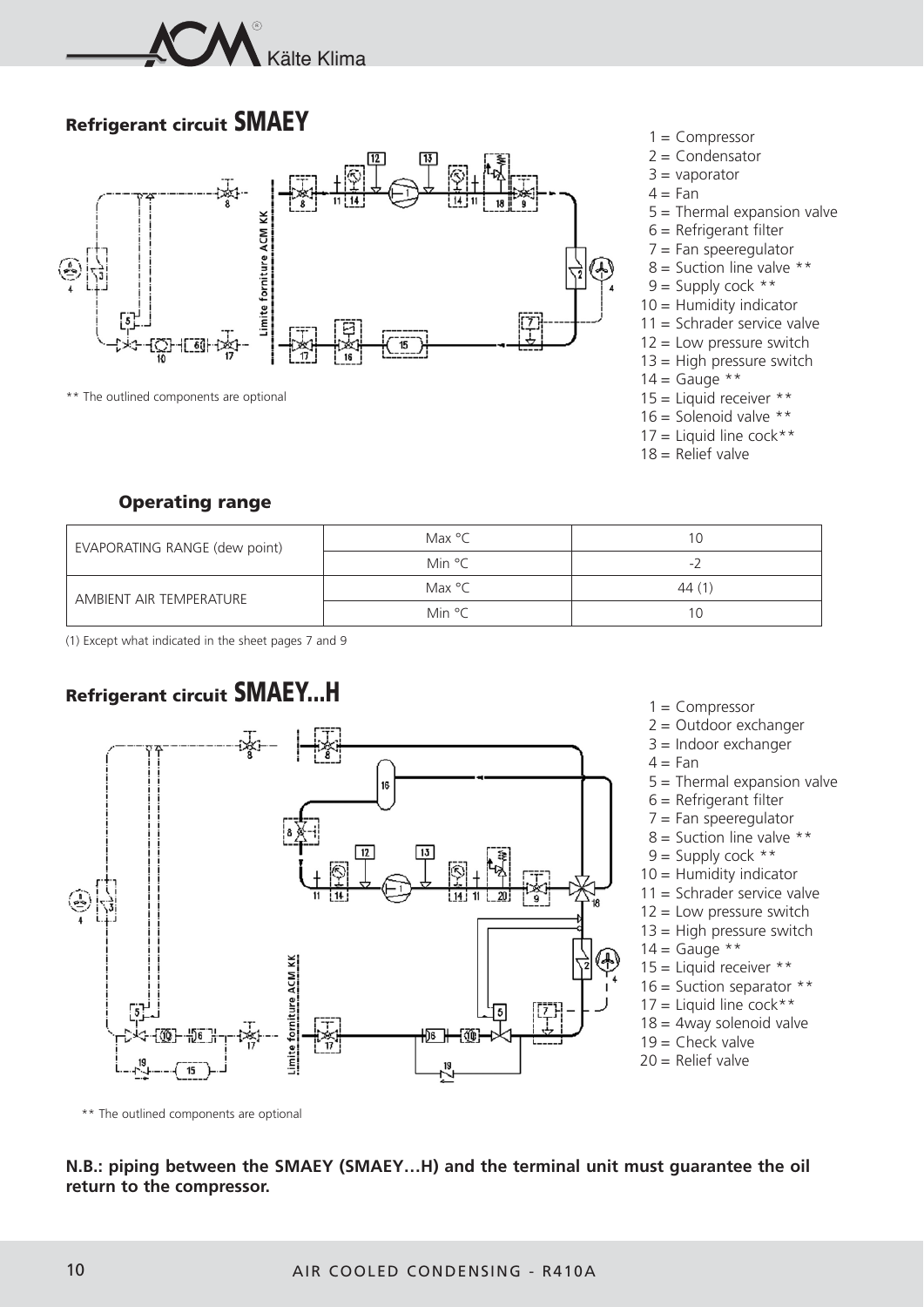## Refrigerant circuit SMAEY

1 = Compressor
2 = Condensator
3 = vaporator
4 = Fan
5 = Thermal expansion valve
6 = Refrigerant filter
7 = Fan speeregulator
8 = Suction line valve **
9 = Supply cock **
10 = Humidity indicator
11 = Schrader service valve
12 = Low pressure switch
13 = High pressure switch
14 = Gauge **
15 = Liquid receiver **
16 = Solenoid valve **
17 = Liquid line cock**
18 = Relief valve

** The outlined components are optional

### Operating range

| | | |
|---|---|---|
| EVAPORATING RANGE (dew point) | Max °C | 10 |
| | Min °C | -2 |
| AMBIENT AIR TEMPERATURE | Max °C | 44 (1) |
| | Min °C | 10 |

(1) Except what indicated in the sheet pages 7 and 9

## Refrigerant circuit SMAEY...H

1 = Compressor
2 = Outdoor exchanger
3 = Indoor exchanger
4 = Fan
5 = Thermal expansion valve
6 = Refrigerant filter
7 = Fan speeregulator
8 = Suction line valve **
9 = Supply cock **
10 = Humidity indicator
11 = Schrader service valve
12 = Low pressure switch
13 = High pressure switch
14 = Gauge **
15 = Liquid receiver **
16 = Suction separator **
17 = Liquid line cock**
18 = 4way solenoid valve
19 = Check valve
20 = Relief valve

** The outlined components are optional

**N.B.: piping between the SMAEY (SMAEY…H) and the terminal unit must guarantee the oil return to the compressor.**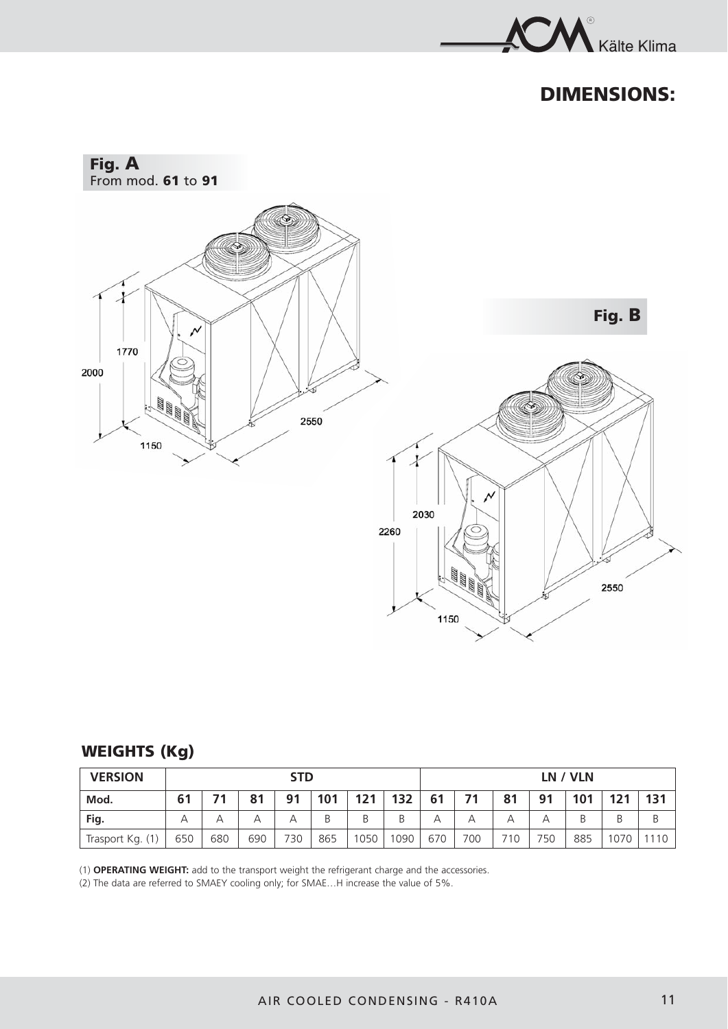# DIMENSIONS:

**Fig. A**
From mod. **61** to **91**

2000
1770
1150
2550

**Fig. B**

2260
2030
1150
2550

## WEIGHTS (Kg)

| VERSION | STD | | | | | | | LN / VLN | | | | | | |
|---|---|---|---|---|---|---|---|---|---|---|---|---|---|---|
| **Mod.** | **61** | **71** | **81** | **91** | **101** | **121** | **132** | **61** | **71** | **81** | **91** | **101** | **121** | **131** |
| **Fig.** | A | A | A | A | B | B | B | A | A | A | A | B | B | B |
| Trasport Kg. (1) | 650 | 680 | 690 | 730 | 865 | 1050 | 1090 | 670 | 700 | 710 | 750 | 885 | 1070 | 1110 |

(1) **OPERATING WEIGHT:** add to the transport weight the refrigerant charge and the accessories.
(2) The data are referred to SMAEY cooling only; for SMAE…H increase the value of 5%.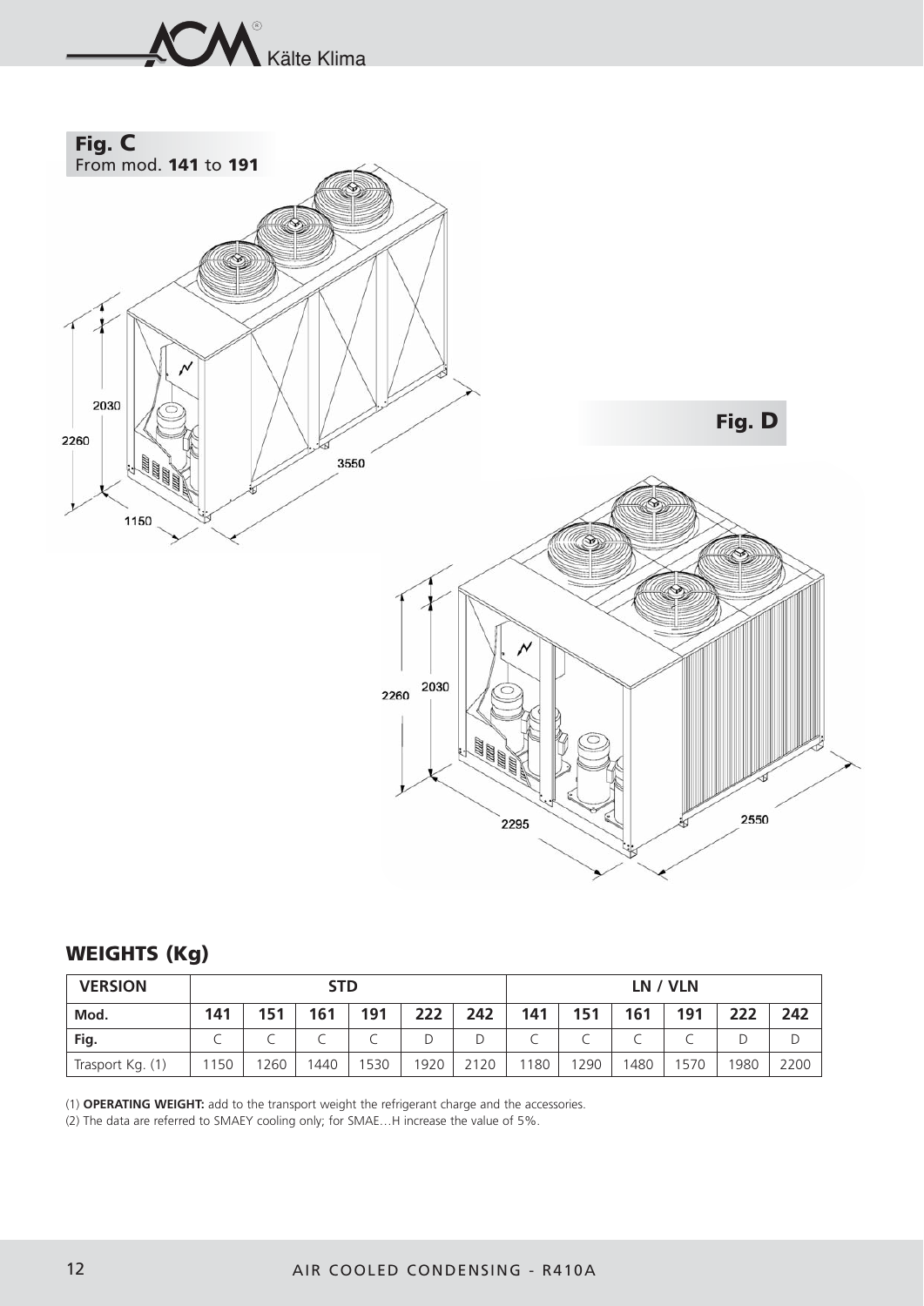**Fig. C**
From mod. **141** to **191**

2030
2260
3550
1150

**Fig. D**

2260
2030
2295
2550

## WEIGHTS (Kg)

| VERSION | STD | | | | | | LN / VLN | | | | | |
|---|---|---|---|---|---|---|---|---|---|---|---|---|
| **Mod.** | **141** | **151** | **161** | **191** | **222** | **242** | **141** | **151** | **161** | **191** | **222** | **242** |
| **Fig.** | C | C | C | C | D | D | C | C | C | C | D | D |
| Trasport Kg. (1) | 1150 | 1260 | 1440 | 1530 | 1920 | 2120 | 1180 | 1290 | 1480 | 1570 | 1980 | 2200 |

(1) **OPERATING WEIGHT:** add to the transport weight the refrigerant charge and the accessories.
(2) The data are referred to SMAEY cooling only; for SMAE…H increase the value of 5%.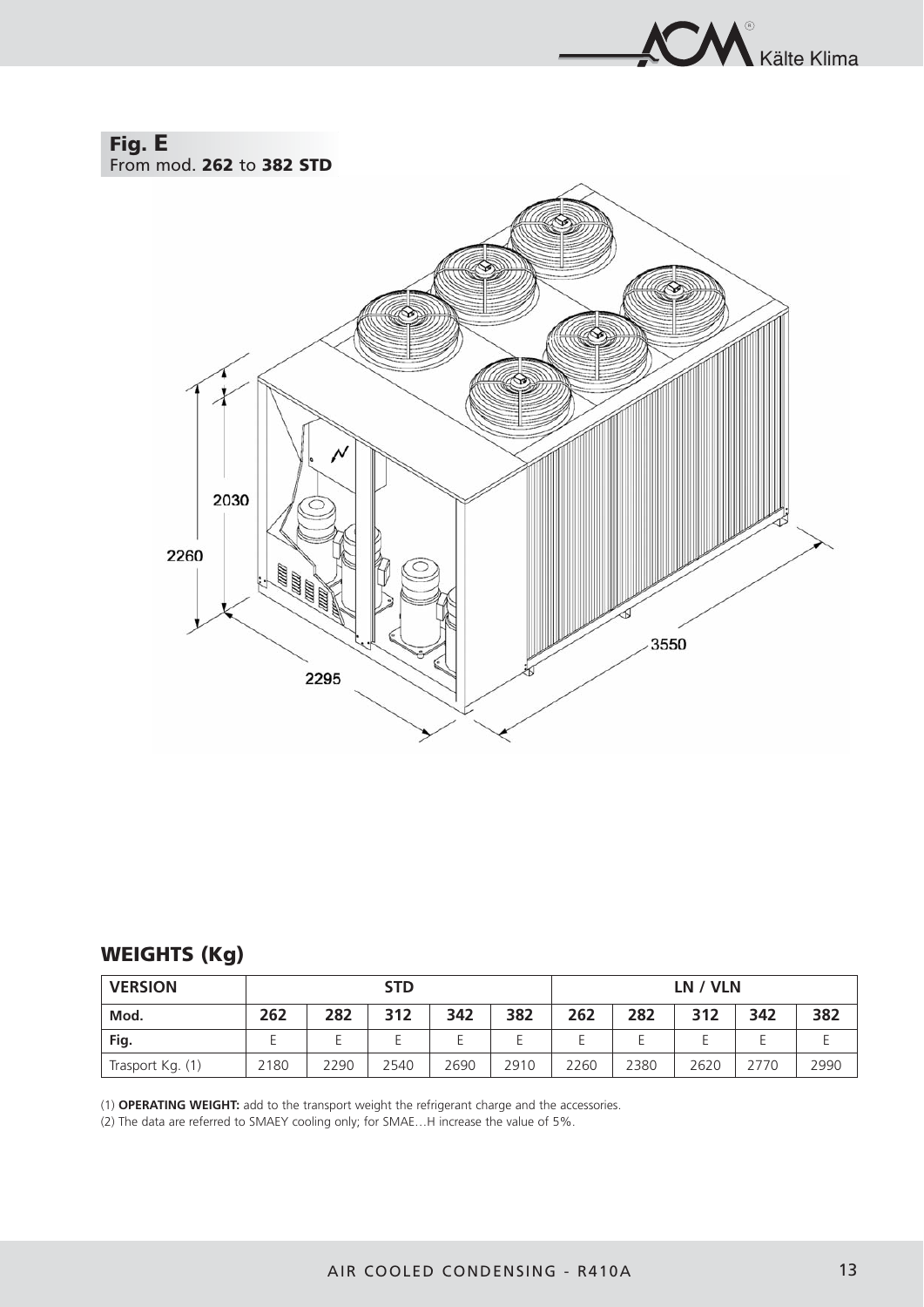**Fig. E**
From mod. **262** to **382 STD**

## WEIGHTS (Kg)

| VERSION | STD | | | | | LN / VLN | | | | |
|---|---|---|---|---|---|---|---|---|---|---|
| **Mod.** | **262** | **282** | **312** | **342** | **382** | **262** | **282** | **312** | **342** | **382** |
| **Fig.** | E | E | E | E | E | E | E | E | E | E |
| Trasport Kg. (1) | 2180 | 2290 | 2540 | 2690 | 2910 | 2260 | 2380 | 2620 | 2770 | 2990 |

(1) **OPERATING WEIGHT:** add to the transport weight the refrigerant charge and the accessories.
(2) The data are referred to SMAEY cooling only; for SMAE…H increase the value of 5%.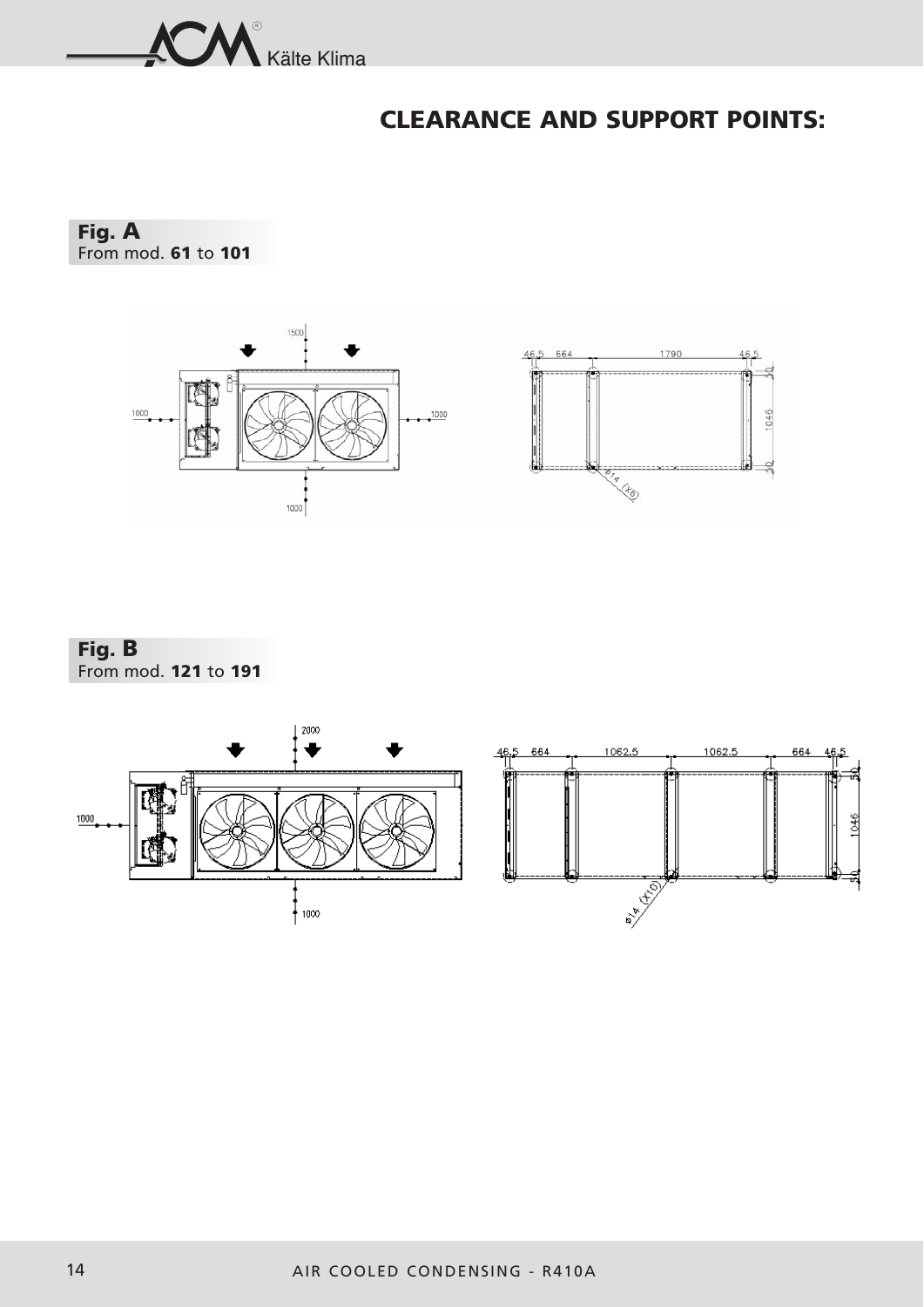## CLEARANCE AND SUPPORT POINTS:

**Fig. A**
From mod. **61** to **101**

**Fig. B**
From mod. **121** to **191**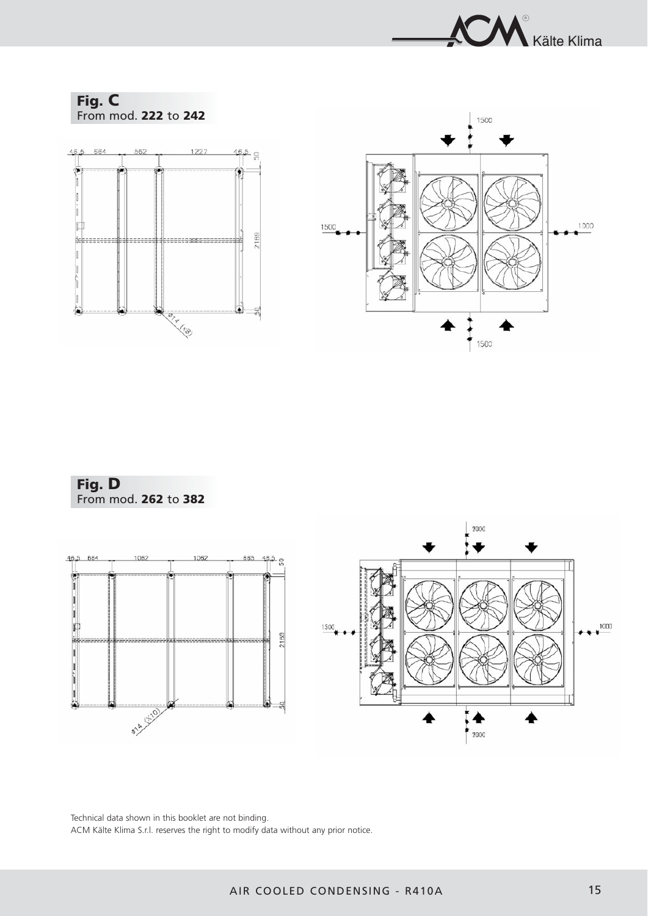**Fig. C**
From mod. **222** to **242**

46,5 &nbsp; 684 &nbsp; 562 &nbsp; 1227 &nbsp; 46,5 &nbsp; 50

2189

50

Ø14 (X8)

1500

1500 &nbsp; 1000

1500

**Fig. D**
From mod. **262** to **382**

46,5 &nbsp; 684 &nbsp; 1062 &nbsp; 1062 &nbsp; 685 &nbsp; 46,5 &nbsp; 50

2189

50

Ø14 (X10)

2000

1500 &nbsp; 1000

2000

Technical data shown in this booklet are not binding.
ACM Kälte Klima S.r.l. reserves the right to modify data without any prior notice.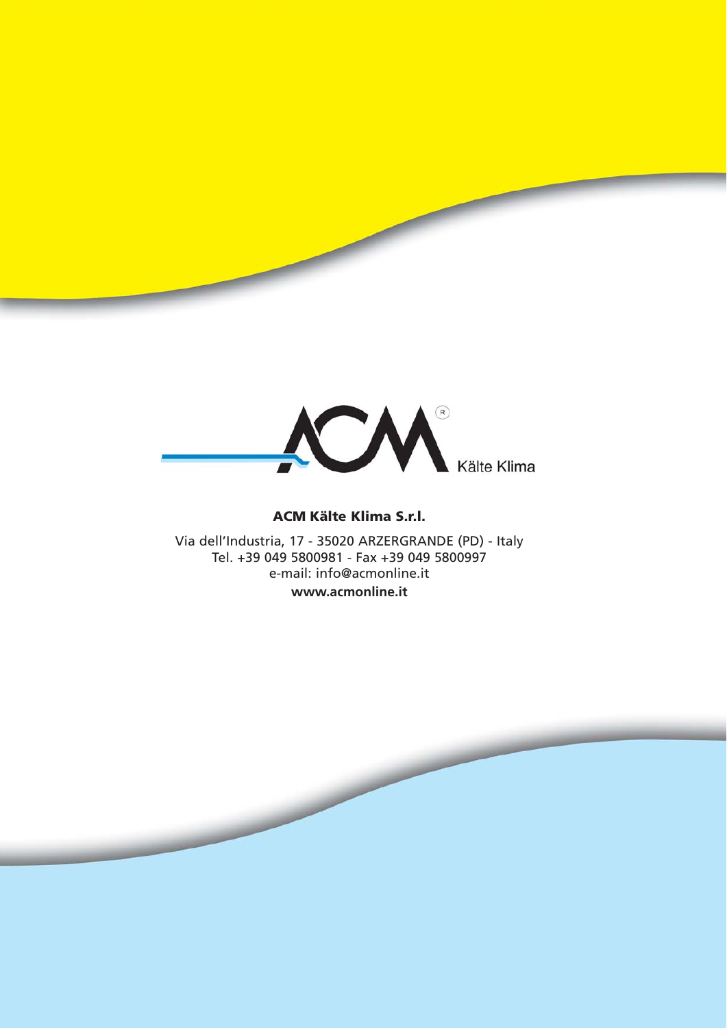ACM Kälte Klima

**ACM Kälte Klima S.r.l.**

Via dell'Industria, 17 - 35020 ARZERGRANDE (PD) - Italy
Tel. +39 049 5800981 - Fax +39 049 5800997
e-mail: info@acmonline.it
**www.acmonline.it**